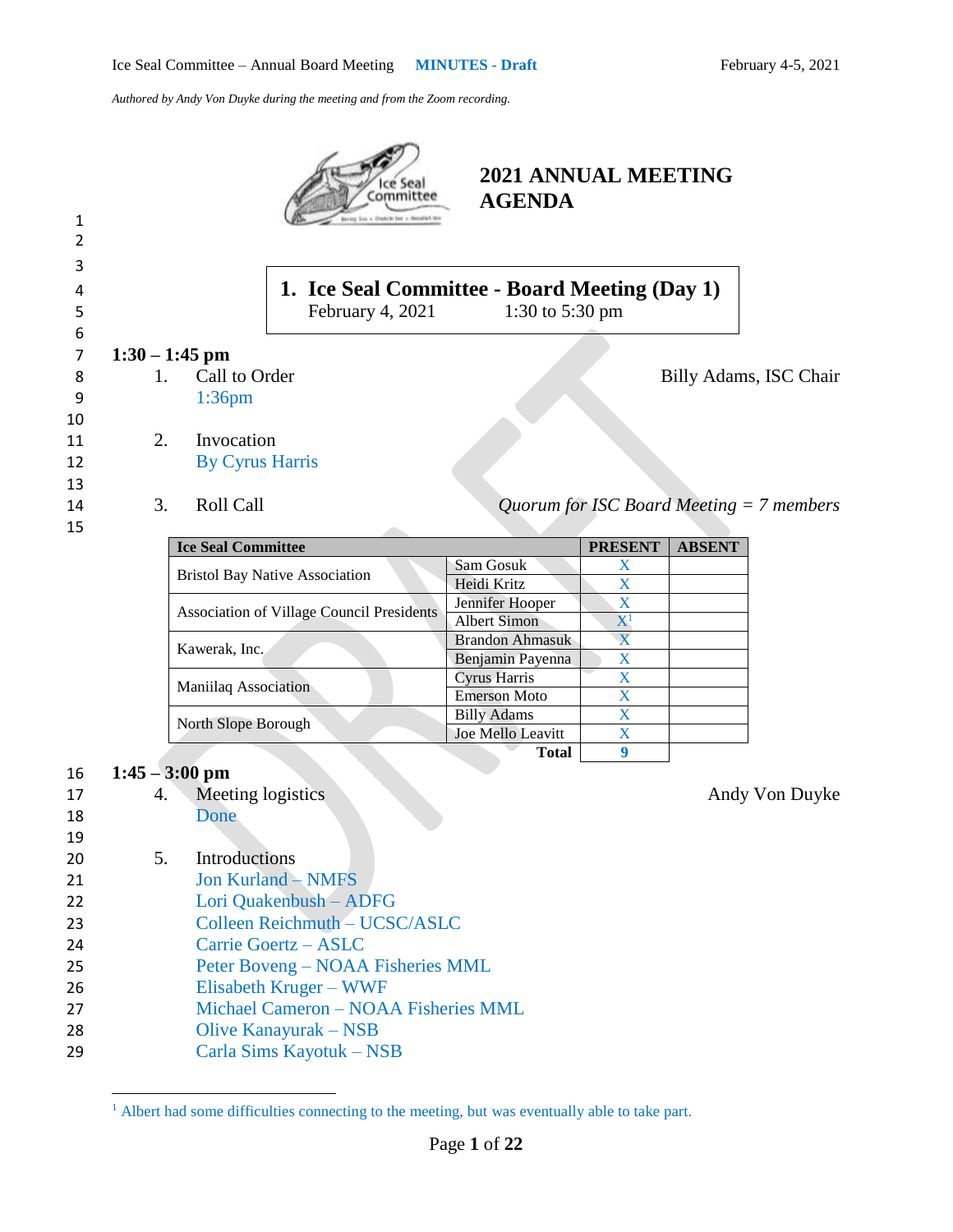Ice Seal Committee – Annual Board Meeting **MINUTES - Draft** February 4-5, 2021

*Authored by Andy Von Duyke during the meeting and from the Zoom recording.*

# 2021 ANNUAL MEETING AGENDA

## 1. Ice Seal Committee - Board Meeting (Day 1)

February 4, 2021 1:30 to 5:30 pm

**1:30 – 1:45 pm**

1. Call to Order — Billy Adams, ISC Chair
   1:36pm

2. Invocation
   By Cyrus Harris

3. Roll Call — *Quorum for ISC Board Meeting = 7 members*

| Ice Seal Committee | | PRESENT | ABSENT |
|---|---|---|---|
| Bristol Bay Native Association | Sam Gosuk | X | |
| | Heidi Kritz | X | |
| Association of Village Council Presidents | Jennifer Hooper | X | |
| | Albert Simon | X[1] | |
| Kawerak, Inc. | Brandon Ahmasuk | X | |
| | Benjamin Payenna | X | |
| Maniilaq Association | Cyrus Harris | X | |
| | Emerson Moto | X | |
| North Slope Borough | Billy Adams | X | |
| | Joe Mello Leavitt | X | |
| | **Total** | **9** | |

**1:45 – 3:00 pm**

4. Meeting logistics — Andy Von Duyke
   Done

5. Introductions
   Jon Kurland – NMFS
   Lori Quakenbush – ADFG
   Colleen Reichmuth – UCSC/ASLC
   Carrie Goertz – ASLC
   Peter Boveng – NOAA Fisheries MML
   Elisabeth Kruger – WWF
   Michael Cameron – NOAA Fisheries MML
   Olive Kanayurak – NSB
   Carla Sims Kayotuk – NSB

[1] Albert had some difficulties connecting to the meeting, but was eventually able to take part.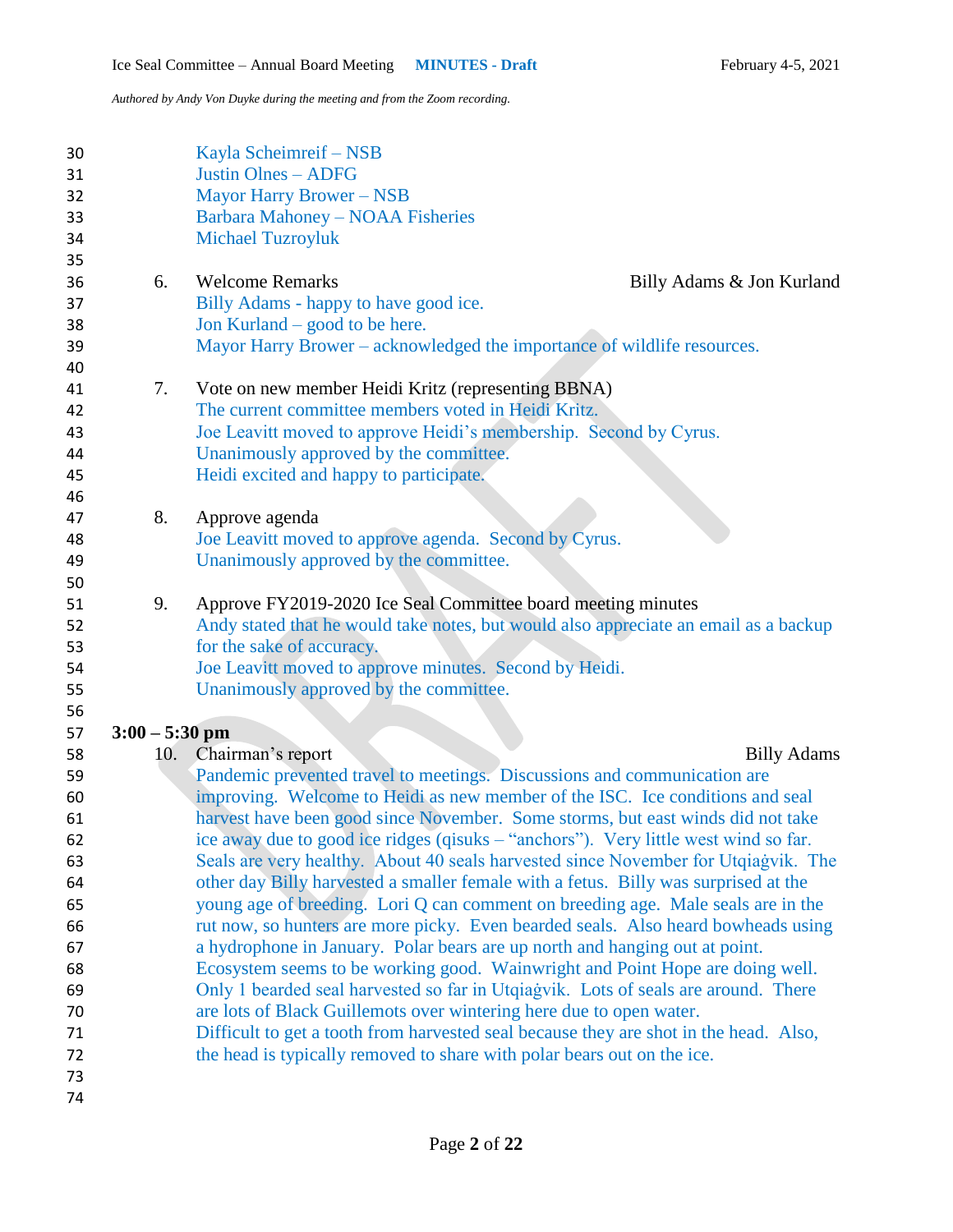Kayla Scheimreif – NSB
Justin Olnes – ADFG
Mayor Harry Brower – NSB
Barbara Mahoney – NOAA Fisheries
Michael Tuzroyluk

6. Welcome Remarks — Billy Adams & Jon Kurland
   Billy Adams - happy to have good ice.
   Jon Kurland – good to be here.
   Mayor Harry Brower – acknowledged the importance of wildlife resources.

7. Vote on new member Heidi Kritz (representing BBNA)
   The current committee members voted in Heidi Kritz.
   Joe Leavitt moved to approve Heidi's membership. Second by Cyrus.
   Unanimously approved by the committee.
   Heidi excited and happy to participate.

8. Approve agenda
   Joe Leavitt moved to approve agenda. Second by Cyrus.
   Unanimously approved by the committee.

9. Approve FY2019-2020 Ice Seal Committee board meeting minutes
   Andy stated that he would take notes, but would also appreciate an email as a backup for the sake of accuracy.
   Joe Leavitt moved to approve minutes. Second by Heidi.
   Unanimously approved by the committee.

**3:00 – 5:30 pm**

10. Chairman's report — Billy Adams
    Pandemic prevented travel to meetings. Discussions and communication are improving. Welcome to Heidi as new member of the ISC. Ice conditions and seal harvest have been good since November. Some storms, but east winds did not take ice away due to good ice ridges (qisuks – "anchors"). Very little west wind so far. Seals are very healthy. About 40 seals harvested since November for Utqiaġvik. The other day Billy harvested a smaller female with a fetus. Billy was surprised at the young age of breeding. Lori Q can comment on breeding age. Male seals are in the rut now, so hunters are more picky. Even bearded seals. Also heard bowheads using a hydrophone in January. Polar bears are up north and hanging out at point. Ecosystem seems to be working good. Wainwright and Point Hope are doing well. Only 1 bearded seal harvested so far in Utqiaġvik. Lots of seals are around. There are lots of Black Guillemots over wintering here due to open water.
    Difficult to get a tooth from harvested seal because they are shot in the head. Also, the head is typically removed to share with polar bears out on the ice.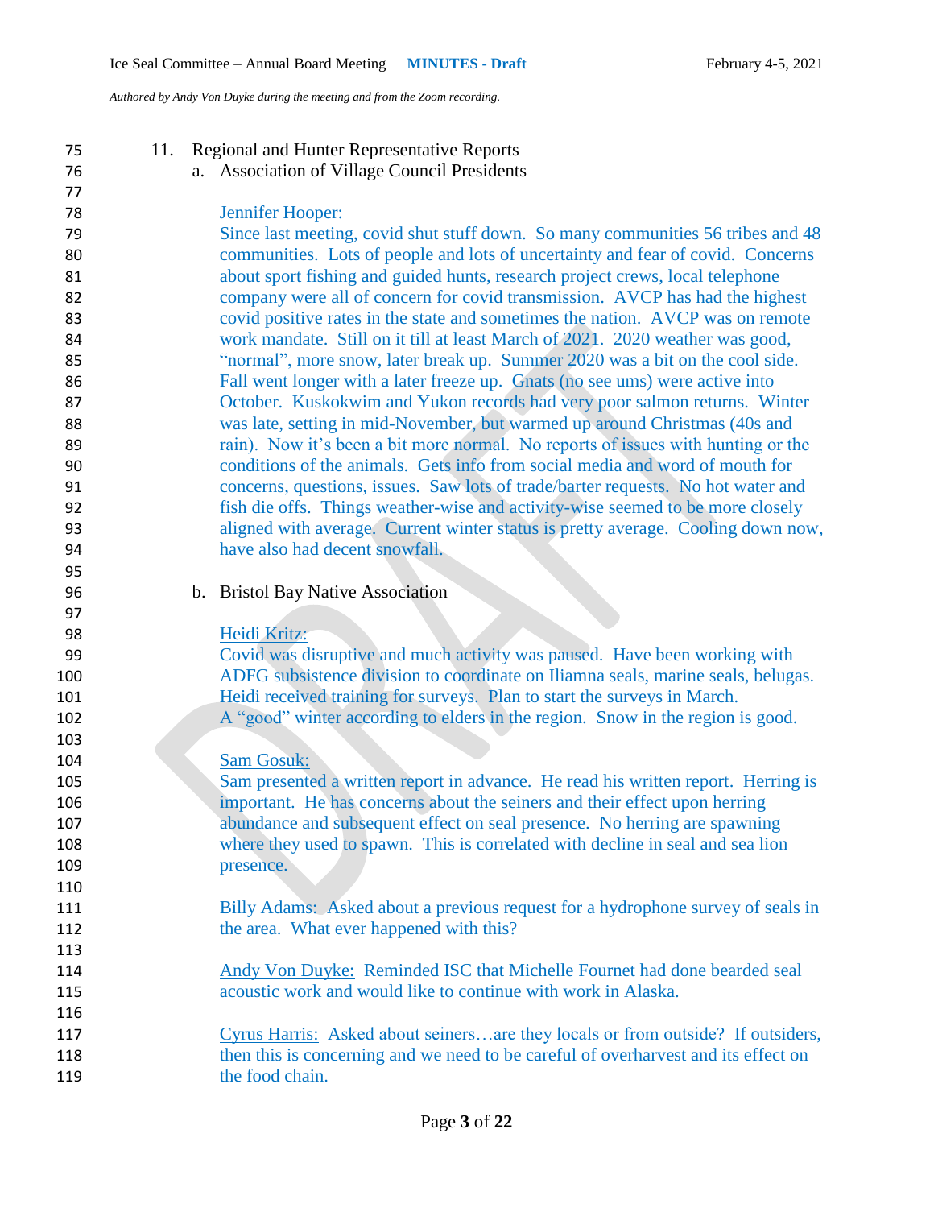11. Regional and Hunter Representative Reports

a. Association of Village Council Presidents

Jennifer Hooper:
Since last meeting, covid shut stuff down. So many communities 56 tribes and 48 communities. Lots of people and lots of uncertainty and fear of covid. Concerns about sport fishing and guided hunts, research project crews, local telephone company were all of concern for covid transmission. AVCP has had the highest covid positive rates in the state and sometimes the nation. AVCP was on remote work mandate. Still on it till at least March of 2021. 2020 weather was good, "normal", more snow, later break up. Summer 2020 was a bit on the cool side. Fall went longer with a later freeze up. Gnats (no see ums) were active into October. Kuskokwim and Yukon records had very poor salmon returns. Winter was late, setting in mid-November, but warmed up around Christmas (40s and rain). Now it's been a bit more normal. No reports of issues with hunting or the conditions of the animals. Gets info from social media and word of mouth for concerns, questions, issues. Saw lots of trade/barter requests. No hot water and fish die offs. Things weather-wise and activity-wise seemed to be more closely aligned with average. Current winter status is pretty average. Cooling down now, have also had decent snowfall.

b. Bristol Bay Native Association

Heidi Kritz:
Covid was disruptive and much activity was paused. Have been working with ADFG subsistence division to coordinate on Iliamna seals, marine seals, belugas. Heidi received training for surveys. Plan to start the surveys in March.
A "good" winter according to elders in the region. Snow in the region is good.

Sam Gosuk:
Sam presented a written report in advance. He read his written report. Herring is important. He has concerns about the seiners and their effect upon herring abundance and subsequent effect on seal presence. No herring are spawning where they used to spawn. This is correlated with decline in seal and sea lion presence.

Billy Adams: Asked about a previous request for a hydrophone survey of seals in the area. What ever happened with this?

Andy Von Duyke: Reminded ISC that Michelle Fournet had done bearded seal acoustic work and would like to continue with work in Alaska.

Cyrus Harris: Asked about seiners…are they locals or from outside? If outsiders, then this is concerning and we need to be careful of overharvest and its effect on the food chain.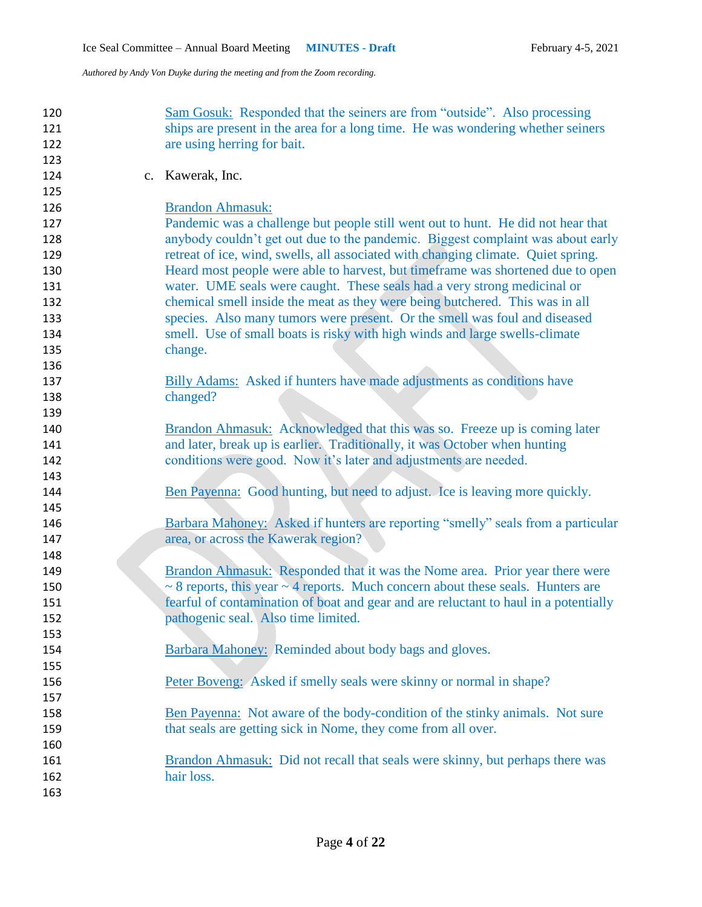Sam Gosuk: Responded that the seiners are from "outside". Also processing ships are present in the area for a long time. He was wondering whether seiners are using herring for bait.

c. Kawerak, Inc.

Brandon Ahmasuk:
Pandemic was a challenge but people still went out to hunt. He did not hear that anybody couldn't get out due to the pandemic. Biggest complaint was about early retreat of ice, wind, swells, all associated with changing climate. Quiet spring. Heard most people were able to harvest, but timeframe was shortened due to open water. UME seals were caught. These seals had a very strong medicinal or chemical smell inside the meat as they were being butchered. This was in all species. Also many tumors were present. Or the smell was foul and diseased smell. Use of small boats is risky with high winds and large swells-climate change.

Billy Adams: Asked if hunters have made adjustments as conditions have changed?

Brandon Ahmasuk: Acknowledged that this was so. Freeze up is coming later and later, break up is earlier. Traditionally, it was October when hunting conditions were good. Now it's later and adjustments are needed.

Ben Payenna: Good hunting, but need to adjust. Ice is leaving more quickly.

Barbara Mahoney: Asked if hunters are reporting "smelly" seals from a particular area, or across the Kawerak region?

Brandon Ahmasuk: Responded that it was the Nome area. Prior year there were ~ 8 reports, this year ~ 4 reports. Much concern about these seals. Hunters are fearful of contamination of boat and gear and are reluctant to haul in a potentially pathogenic seal. Also time limited.

Barbara Mahoney: Reminded about body bags and gloves.

Peter Boveng: Asked if smelly seals were skinny or normal in shape?

Ben Payenna: Not aware of the body-condition of the stinky animals. Not sure that seals are getting sick in Nome, they come from all over.

Brandon Ahmasuk: Did not recall that seals were skinny, but perhaps there was hair loss.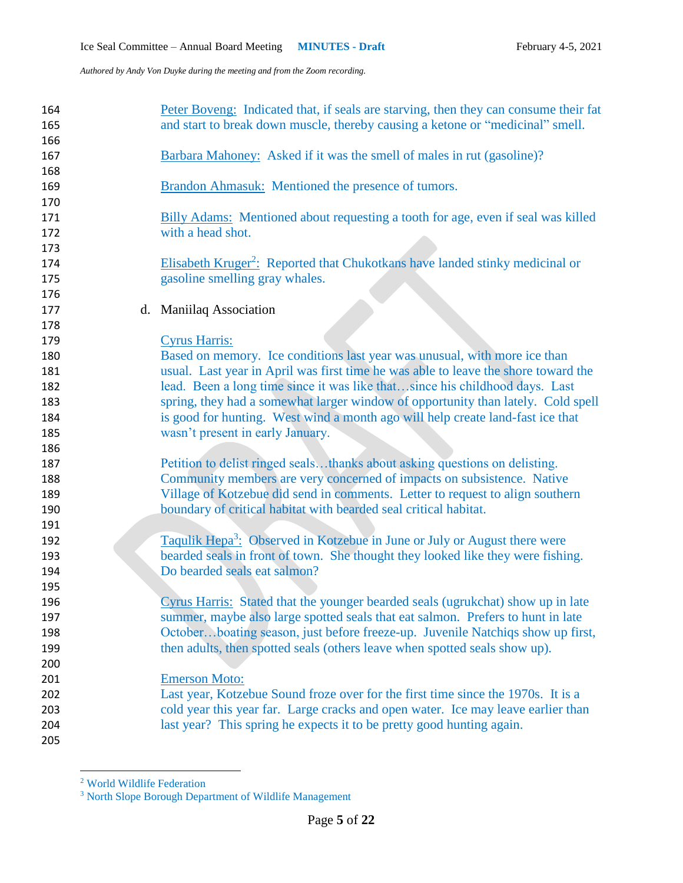Peter Boveng: Indicated that, if seals are starving, then they can consume their fat and start to break down muscle, thereby causing a ketone or "medicinal" smell.

Barbara Mahoney: Asked if it was the smell of males in rut (gasoline)?

Brandon Ahmasuk: Mentioned the presence of tumors.

Billy Adams: Mentioned about requesting a tooth for age, even if seal was killed with a head shot.

Elisabeth Kruger[2]: Reported that Chukotkans have landed stinky medicinal or gasoline smelling gray whales.

d. Maniilaq Association

Cyrus Harris:
Based on memory. Ice conditions last year was unusual, with more ice than usual. Last year in April was first time he was able to leave the shore toward the lead. Been a long time since it was like that…since his childhood days. Last spring, they had a somewhat larger window of opportunity than lately. Cold spell is good for hunting. West wind a month ago will help create land-fast ice that wasn't present in early January.

Petition to delist ringed seals…thanks about asking questions on delisting. Community members are very concerned of impacts on subsistence. Native Village of Kotzebue did send in comments. Letter to request to align southern boundary of critical habitat with bearded seal critical habitat.

Taqulik Hepa[3]: Observed in Kotzebue in June or July or August there were bearded seals in front of town. She thought they looked like they were fishing. Do bearded seals eat salmon?

Cyrus Harris: Stated that the younger bearded seals (ugrukchat) show up in late summer, maybe also large spotted seals that eat salmon. Prefers to hunt in late October…boating season, just before freeze-up. Juvenile Natchiqs show up first, then adults, then spotted seals (others leave when spotted seals show up).

Emerson Moto:
Last year, Kotzebue Sound froze over for the first time since the 1970s. It is a cold year this year far. Large cracks and open water. Ice may leave earlier than last year? This spring he expects it to be pretty good hunting again.

---

[2] World Wildlife Federation

[3] North Slope Borough Department of Wildlife Management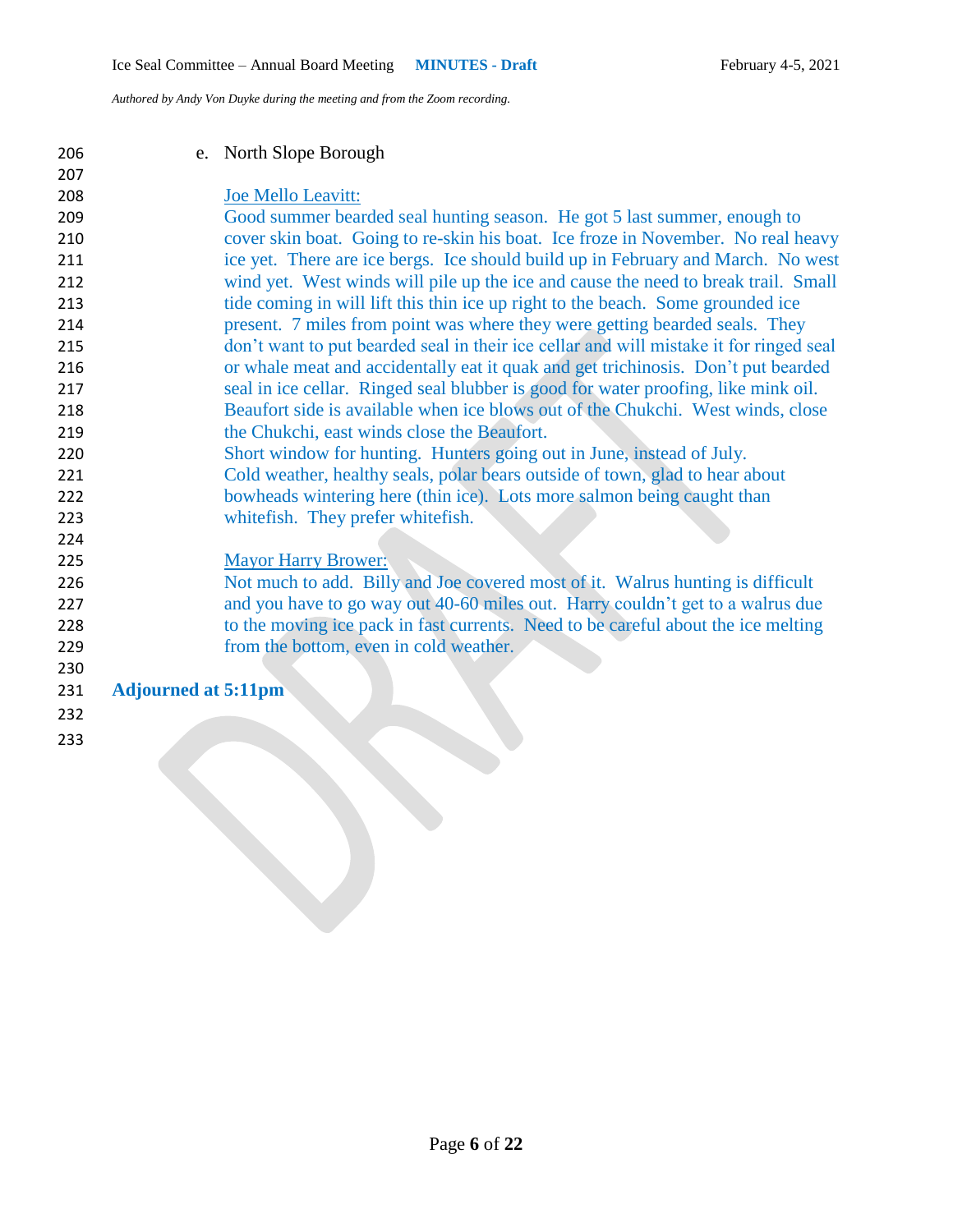e. North Slope Borough

<u>Joe Mello Leavitt:</u>
Good summer bearded seal hunting season. He got 5 last summer, enough to cover skin boat. Going to re-skin his boat. Ice froze in November. No real heavy ice yet. There are ice bergs. Ice should build up in February and March. No west wind yet. West winds will pile up the ice and cause the need to break trail. Small tide coming in will lift this thin ice up right to the beach. Some grounded ice present. 7 miles from point was where they were getting bearded seals. They don't want to put bearded seal in their ice cellar and will mistake it for ringed seal or whale meat and accidentally eat it quak and get trichinosis. Don't put bearded seal in ice cellar. Ringed seal blubber is good for water proofing, like mink oil. Beaufort side is available when ice blows out of the Chukchi. West winds, close the Chukchi, east winds close the Beaufort.
Short window for hunting. Hunters going out in June, instead of July.
Cold weather, healthy seals, polar bears outside of town, glad to hear about bowheads wintering here (thin ice). Lots more salmon being caught than whitefish. They prefer whitefish.

<u>Mayor Harry Brower:</u>
Not much to add. Billy and Joe covered most of it. Walrus hunting is difficult and you have to go way out 40-60 miles out. Harry couldn't get to a walrus due to the moving ice pack in fast currents. Need to be careful about the ice melting from the bottom, even in cold weather.

**Adjourned at 5:11pm**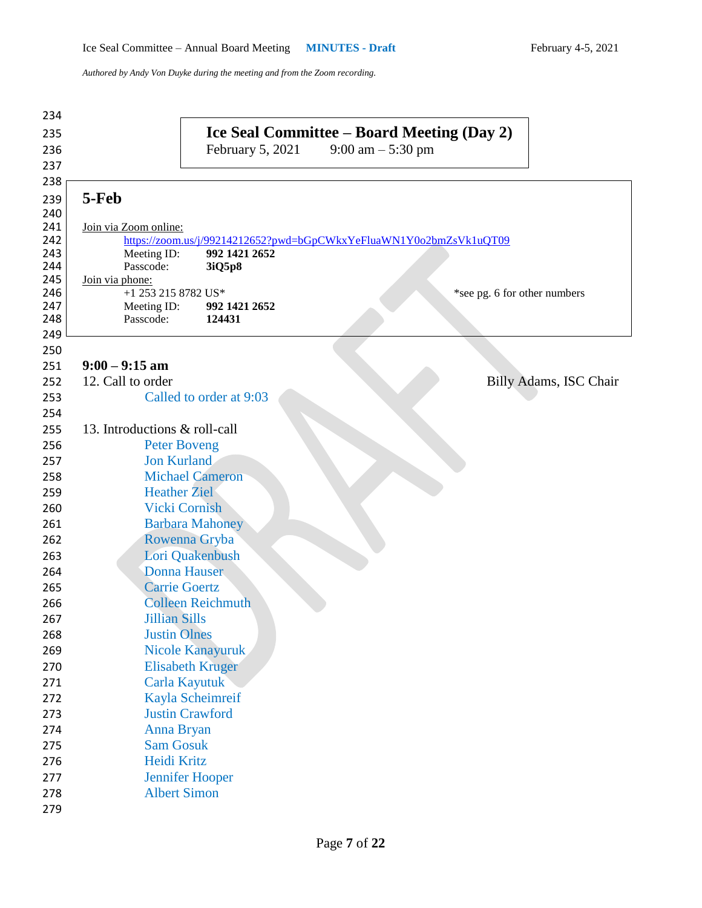# Ice Seal Committee – Board Meeting (Day 2)

February 5, 2021 9:00 am – 5:30 pm

## 5-Feb

Join via Zoom online:

https://zoom.us/j/99214212652?pwd=bGpCWkxYeFluaWN1Y0o2bmZsVk1uQT09

Meeting ID: **992 1421 2652**

Passcode: **3iQ5p8**

Join via phone:

+1 253 215 8782 US* *see pg. 6 for other numbers

Meeting ID: **992 1421 2652**

Passcode: **124431**

**9:00 – 9:15 am**

12. Call to order — Billy Adams, ISC Chair

Called to order at 9:03

13. Introductions & roll-call

Peter Boveng
Jon Kurland
Michael Cameron
Heather Ziel
Vicki Cornish
Barbara Mahoney
Rowenna Gryba
Lori Quakenbush
Donna Hauser
Carrie Goertz
Colleen Reichmuth
Jillian Sills
Justin Olnes
Nicole Kanayuruk
Elisabeth Kruger
Carla Kayutuk
Kayla Scheimreif
Justin Crawford
Anna Bryan
Sam Gosuk
Heidi Kritz
Jennifer Hooper
Albert Simon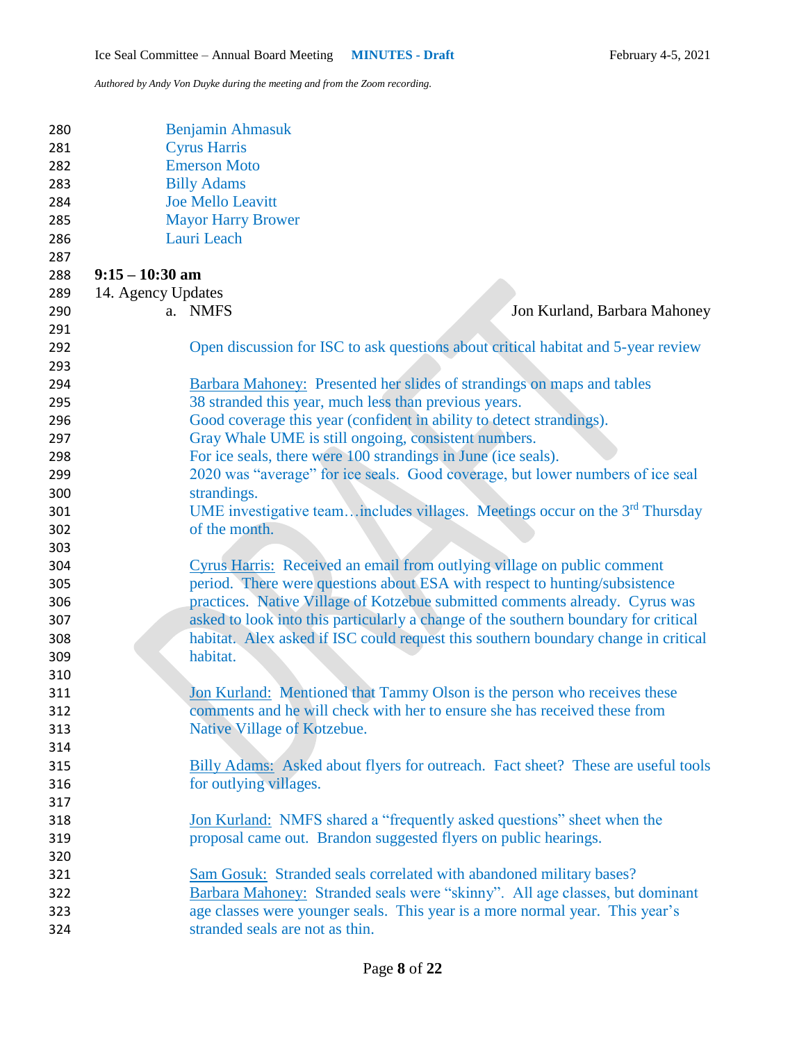Benjamin Ahmasuk
Cyrus Harris
Emerson Moto
Billy Adams
Joe Mello Leavitt
Mayor Harry Brower
Lauri Leach

**9:15 – 10:30 am**

14. Agency Updates

a. NMFS — Jon Kurland, Barbara Mahoney

Open discussion for ISC to ask questions about critical habitat and 5-year review

Barbara Mahoney: Presented her slides of strandings on maps and tables
38 stranded this year, much less than previous years.
Good coverage this year (confident in ability to detect strandings).
Gray Whale UME is still ongoing, consistent numbers.
For ice seals, there were 100 strandings in June (ice seals).
2020 was "average" for ice seals. Good coverage, but lower numbers of ice seal strandings.
UME investigative team…includes villages. Meetings occur on the 3rd Thursday of the month.

Cyrus Harris: Received an email from outlying village on public comment period. There were questions about ESA with respect to hunting/subsistence practices. Native Village of Kotzebue submitted comments already. Cyrus was asked to look into this particularly a change of the southern boundary for critical habitat. Alex asked if ISC could request this southern boundary change in critical habitat.

Jon Kurland: Mentioned that Tammy Olson is the person who receives these comments and he will check with her to ensure she has received these from Native Village of Kotzebue.

Billy Adams: Asked about flyers for outreach. Fact sheet? These are useful tools for outlying villages.

Jon Kurland: NMFS shared a "frequently asked questions" sheet when the proposal came out. Brandon suggested flyers on public hearings.

Sam Gosuk: Stranded seals correlated with abandoned military bases?
Barbara Mahoney: Stranded seals were "skinny". All age classes, but dominant age classes were younger seals. This year is a more normal year. This year's stranded seals are not as thin.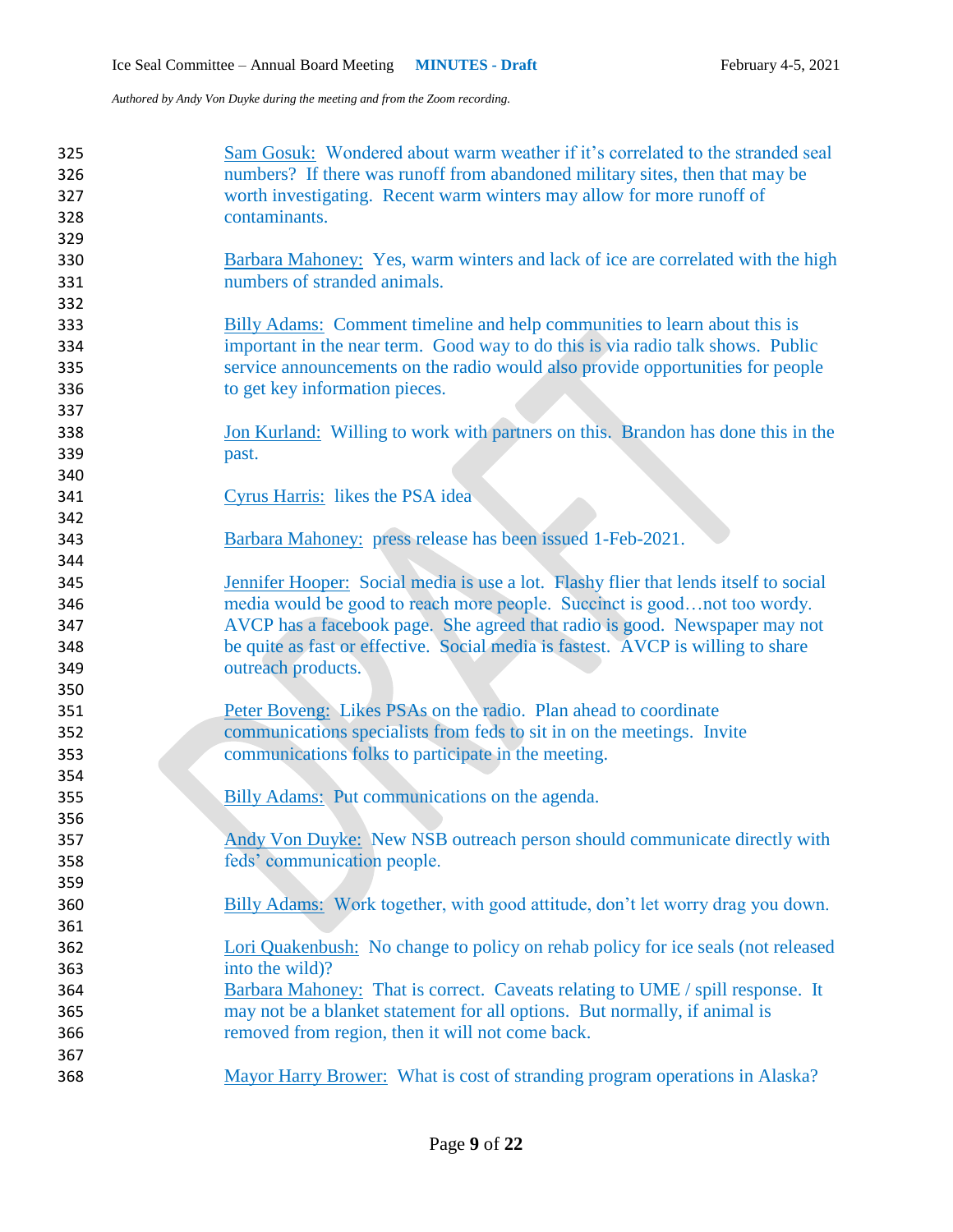Sam Gosuk: Wondered about warm weather if it's correlated to the stranded seal numbers? If there was runoff from abandoned military sites, then that may be worth investigating. Recent warm winters may allow for more runoff of contaminants.

Barbara Mahoney: Yes, warm winters and lack of ice are correlated with the high numbers of stranded animals.

Billy Adams: Comment timeline and help communities to learn about this is important in the near term. Good way to do this is via radio talk shows. Public service announcements on the radio would also provide opportunities for people to get key information pieces.

Jon Kurland: Willing to work with partners on this. Brandon has done this in the past.

Cyrus Harris: likes the PSA idea

Barbara Mahoney: press release has been issued 1-Feb-2021.

Jennifer Hooper: Social media is use a lot. Flashy flier that lends itself to social media would be good to reach more people. Succinct is good…not too wordy. AVCP has a facebook page. She agreed that radio is good. Newspaper may not be quite as fast or effective. Social media is fastest. AVCP is willing to share outreach products.

Peter Boveng: Likes PSAs on the radio. Plan ahead to coordinate communications specialists from feds to sit in on the meetings. Invite communications folks to participate in the meeting.

Billy Adams: Put communications on the agenda.

Andy Von Duyke: New NSB outreach person should communicate directly with feds' communication people.

Billy Adams: Work together, with good attitude, don't let worry drag you down.

Lori Quakenbush: No change to policy on rehab policy for ice seals (not released into the wild)?

Barbara Mahoney: That is correct. Caveats relating to UME / spill response. It may not be a blanket statement for all options. But normally, if animal is removed from region, then it will not come back.

Mayor Harry Brower: What is cost of stranding program operations in Alaska?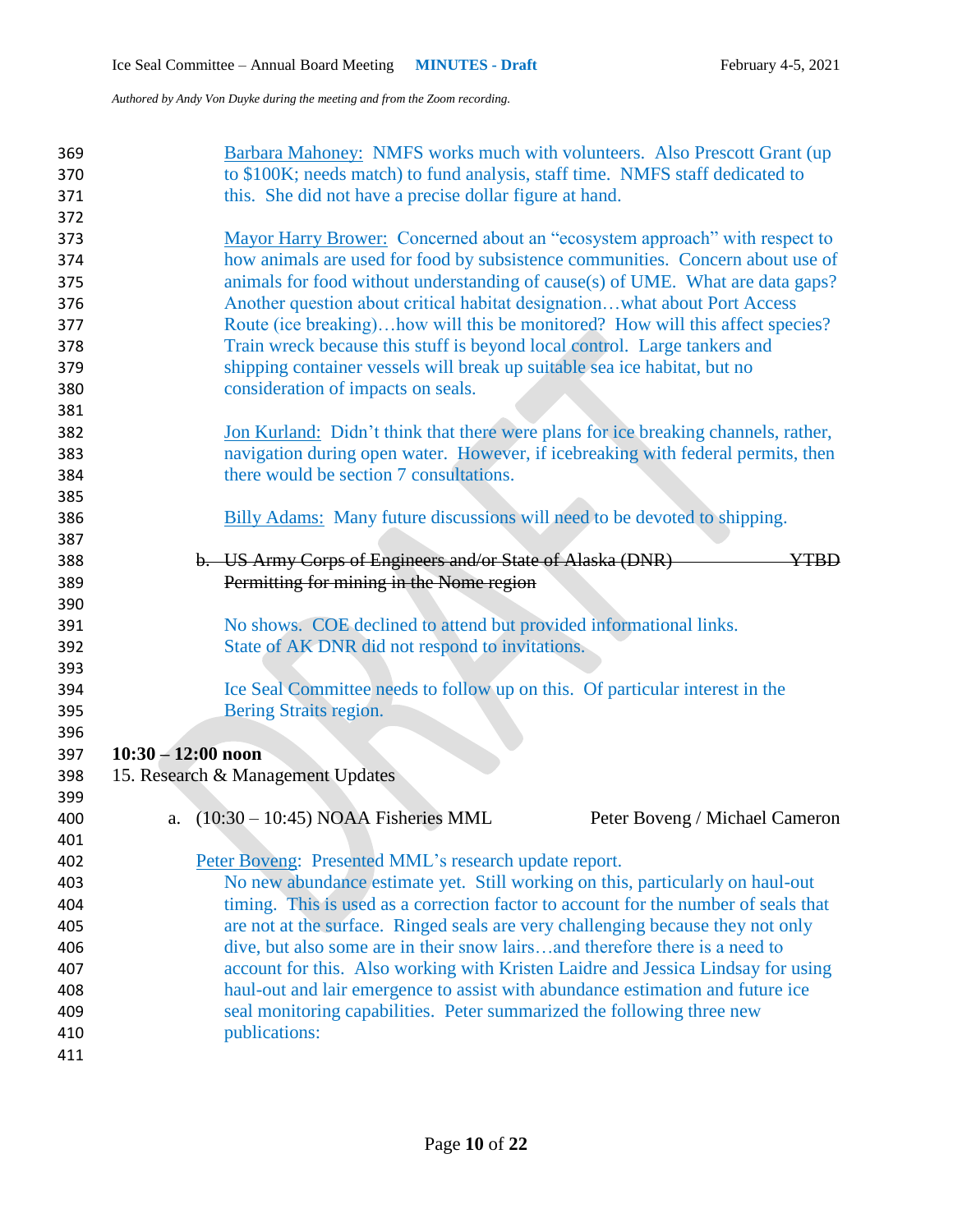Barbara Mahoney: NMFS works much with volunteers. Also Prescott Grant (up to $100K; needs match) to fund analysis, staff time. NMFS staff dedicated to this. She did not have a precise dollar figure at hand.

Mayor Harry Brower: Concerned about an "ecosystem approach" with respect to how animals are used for food by subsistence communities. Concern about use of animals for food without understanding of cause(s) of UME. What are data gaps? Another question about critical habitat designation…what about Port Access Route (ice breaking)…how will this be monitored? How will this affect species? Train wreck because this stuff is beyond local control. Large tankers and shipping container vessels will break up suitable sea ice habitat, but no consideration of impacts on seals.

Jon Kurland: Didn't think that there were plans for ice breaking channels, rather, navigation during open water. However, if icebreaking with federal permits, then there would be section 7 consultations.

Billy Adams: Many future discussions will need to be devoted to shipping.

b. ~~US Army Corps of Engineers and/or State of Alaska (DNR) YTBD Permitting for mining in the Nome region~~

No shows. COE declined to attend but provided informational links. State of AK DNR did not respond to invitations.

Ice Seal Committee needs to follow up on this. Of particular interest in the Bering Straits region.

**10:30 – 12:00 noon**

15. Research & Management Updates

a. (10:30 – 10:45) NOAA Fisheries MML — Peter Boveng / Michael Cameron

Peter Boveng: Presented MML's research update report. No new abundance estimate yet. Still working on this, particularly on haul-out timing. This is used as a correction factor to account for the number of seals that are not at the surface. Ringed seals are very challenging because they not only dive, but also some are in their snow lairs…and therefore there is a need to account for this. Also working with Kristen Laidre and Jessica Lindsay for using haul-out and lair emergence to assist with abundance estimation and future ice seal monitoring capabilities. Peter summarized the following three new publications: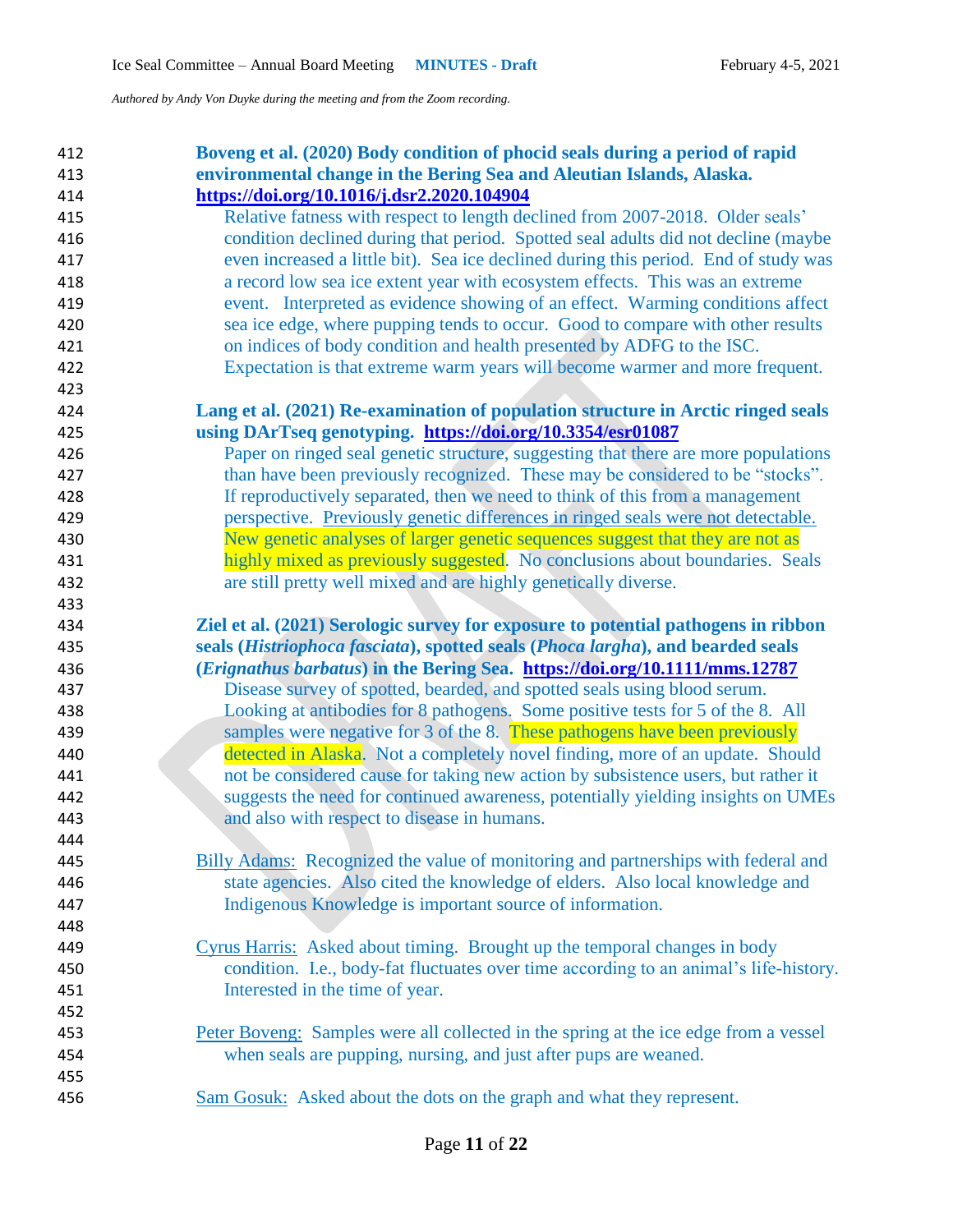**Boveng et al. (2020) Body condition of phocid seals during a period of rapid environmental change in the Bering Sea and Aleutian Islands, Alaska. https://doi.org/10.1016/j.dsr2.2020.104904**

Relative fatness with respect to length declined from 2007-2018. Older seals' condition declined during that period. Spotted seal adults did not decline (maybe even increased a little bit). Sea ice declined during this period. End of study was a record low sea ice extent year with ecosystem effects. This was an extreme event. Interpreted as evidence showing of an effect. Warming conditions affect sea ice edge, where pupping tends to occur. Good to compare with other results on indices of body condition and health presented by ADFG to the ISC. Expectation is that extreme warm years will become warmer and more frequent.

**Lang et al. (2021) Re-examination of population structure in Arctic ringed seals using DArTseq genotyping. https://doi.org/10.3354/esr01087**

Paper on ringed seal genetic structure, suggesting that there are more populations than have been previously recognized. These may be considered to be "stocks". If reproductively separated, then we need to think of this from a management perspective. Previously genetic differences in ringed seals were not detectable. New genetic analyses of larger genetic sequences suggest that they are not as highly mixed as previously suggested. No conclusions about boundaries. Seals are still pretty well mixed and are highly genetically diverse.

**Ziel et al. (2021) Serologic survey for exposure to potential pathogens in ribbon seals (*Histriophoca fasciata*), spotted seals (*Phoca largha*), and bearded seals (*Erignathus barbatus*) in the Bering Sea. https://doi.org/10.1111/mms.12787**

Disease survey of spotted, bearded, and spotted seals using blood serum. Looking at antibodies for 8 pathogens. Some positive tests for 5 of the 8. All samples were negative for 3 of the 8. These pathogens have been previously detected in Alaska. Not a completely novel finding, more of an update. Should not be considered cause for taking new action by subsistence users, but rather it suggests the need for continued awareness, potentially yielding insights on UMEs and also with respect to disease in humans.

Billy Adams: Recognized the value of monitoring and partnerships with federal and state agencies. Also cited the knowledge of elders. Also local knowledge and Indigenous Knowledge is important source of information.

Cyrus Harris: Asked about timing. Brought up the temporal changes in body condition. I.e., body-fat fluctuates over time according to an animal's life-history. Interested in the time of year.

Peter Boveng: Samples were all collected in the spring at the ice edge from a vessel when seals are pupping, nursing, and just after pups are weaned.

Sam Gosuk: Asked about the dots on the graph and what they represent.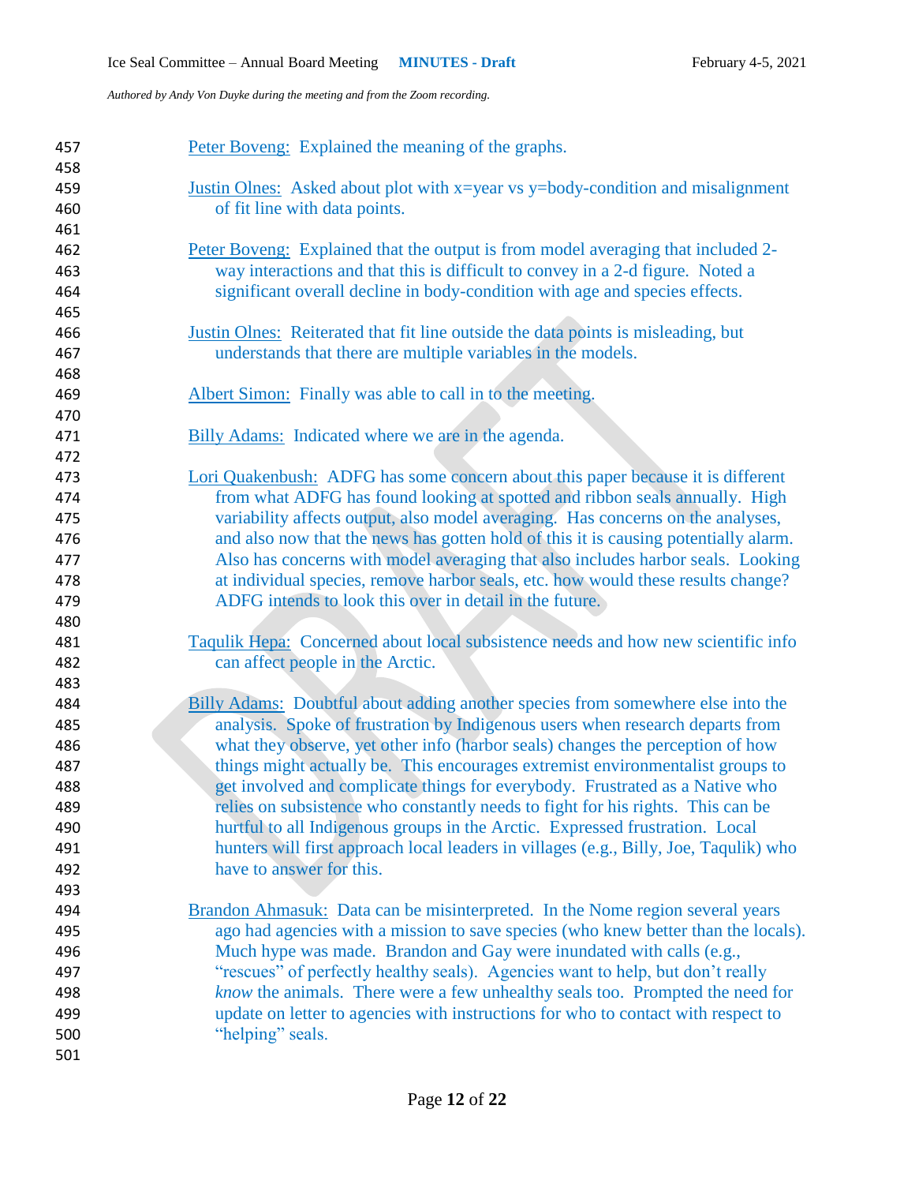Peter Boveng: Explained the meaning of the graphs.

Justin Olnes: Asked about plot with x=year vs y=body-condition and misalignment of fit line with data points.

Peter Boveng: Explained that the output is from model averaging that included 2-way interactions and that this is difficult to convey in a 2-d figure. Noted a significant overall decline in body-condition with age and species effects.

Justin Olnes: Reiterated that fit line outside the data points is misleading, but understands that there are multiple variables in the models.

Albert Simon: Finally was able to call in to the meeting.

Billy Adams: Indicated where we are in the agenda.

Lori Quakenbush: ADFG has some concern about this paper because it is different from what ADFG has found looking at spotted and ribbon seals annually. High variability affects output, also model averaging. Has concerns on the analyses, and also now that the news has gotten hold of this it is causing potentially alarm. Also has concerns with model averaging that also includes harbor seals. Looking at individual species, remove harbor seals, etc. how would these results change? ADFG intends to look this over in detail in the future.

Taqulik Hepa: Concerned about local subsistence needs and how new scientific info can affect people in the Arctic.

Billy Adams: Doubtful about adding another species from somewhere else into the analysis. Spoke of frustration by Indigenous users when research departs from what they observe, yet other info (harbor seals) changes the perception of how things might actually be. This encourages extremist environmentalist groups to get involved and complicate things for everybody. Frustrated as a Native who relies on subsistence who constantly needs to fight for his rights. This can be hurtful to all Indigenous groups in the Arctic. Expressed frustration. Local hunters will first approach local leaders in villages (e.g., Billy, Joe, Taqulik) who have to answer for this.

Brandon Ahmasuk: Data can be misinterpreted. In the Nome region several years ago had agencies with a mission to save species (who knew better than the locals). Much hype was made. Brandon and Gay were inundated with calls (e.g., "rescues" of perfectly healthy seals). Agencies want to help, but don't really *know* the animals. There were a few unhealthy seals too. Prompted the need for update on letter to agencies with instructions for who to contact with respect to "helping" seals.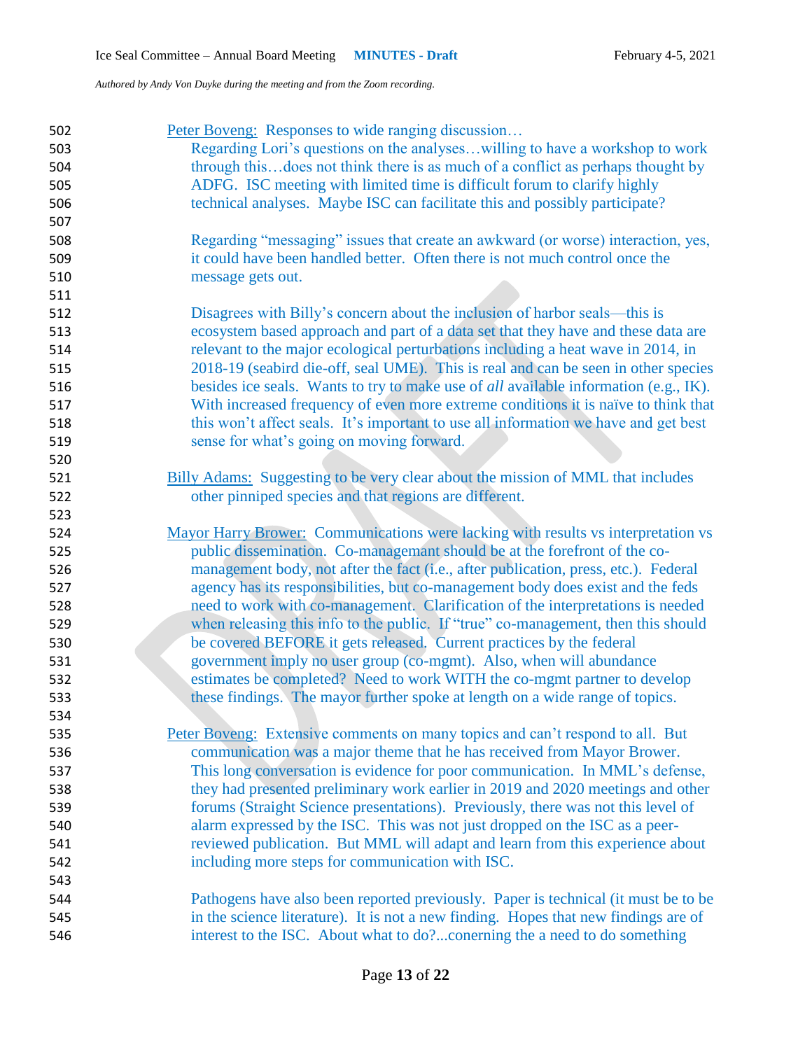Peter Boveng: Responses to wide ranging discussion…

Regarding Lori's questions on the analyses…willing to have a workshop to work through this…does not think there is as much of a conflict as perhaps thought by ADFG. ISC meeting with limited time is difficult forum to clarify highly technical analyses. Maybe ISC can facilitate this and possibly participate?

Regarding "messaging" issues that create an awkward (or worse) interaction, yes, it could have been handled better. Often there is not much control once the message gets out.

Disagrees with Billy's concern about the inclusion of harbor seals—this is ecosystem based approach and part of a data set that they have and these data are relevant to the major ecological perturbations including a heat wave in 2014, in 2018-19 (seabird die-off, seal UME). This is real and can be seen in other species besides ice seals. Wants to try to make use of *all* available information (e.g., IK). With increased frequency of even more extreme conditions it is naïve to think that this won't affect seals. It's important to use all information we have and get best sense for what's going on moving forward.

Billy Adams: Suggesting to be very clear about the mission of MML that includes other pinniped species and that regions are different.

Mayor Harry Brower: Communications were lacking with results vs interpretation vs public dissemination. Co-managemant should be at the forefront of the co-management body, not after the fact (i.e., after publication, press, etc.). Federal agency has its responsibilities, but co-management body does exist and the feds need to work with co-management. Clarification of the interpretations is needed when releasing this info to the public. If "true" co-management, then this should be covered BEFORE it gets released. Current practices by the federal government imply no user group (co-mgmt). Also, when will abundance estimates be completed? Need to work WITH the co-mgmt partner to develop these findings. The mayor further spoke at length on a wide range of topics.

Peter Boveng: Extensive comments on many topics and can't respond to all. But communication was a major theme that he has received from Mayor Brower. This long conversation is evidence for poor communication. In MML's defense, they had presented preliminary work earlier in 2019 and 2020 meetings and other forums (Straight Science presentations). Previously, there was not this level of alarm expressed by the ISC. This was not just dropped on the ISC as a peer-reviewed publication. But MML will adapt and learn from this experience about including more steps for communication with ISC.

Pathogens have also been reported previously. Paper is technical (it must be to be in the science literature). It is not a new finding. Hopes that new findings are of interest to the ISC. About what to do?...conerning the a need to do something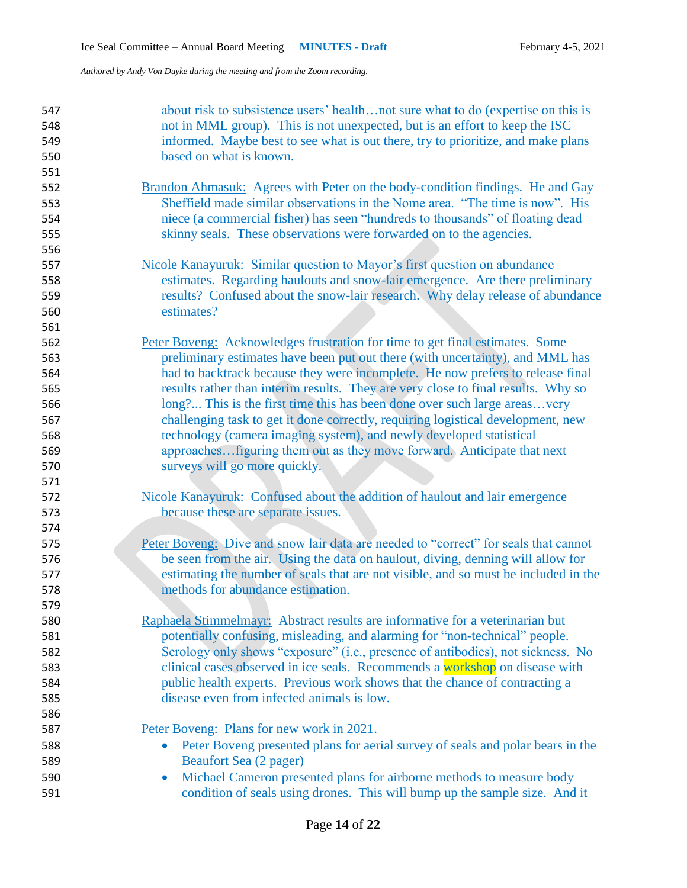about risk to subsistence users' health…not sure what to do (expertise on this is not in MML group). This is not unexpected, but is an effort to keep the ISC informed. Maybe best to see what is out there, try to prioritize, and make plans based on what is known.

Brandon Ahmasuk: Agrees with Peter on the body-condition findings. He and Gay Sheffield made similar observations in the Nome area. "The time is now". His niece (a commercial fisher) has seen "hundreds to thousands" of floating dead skinny seals. These observations were forwarded on to the agencies.

Nicole Kanayuruk: Similar question to Mayor's first question on abundance estimates. Regarding haulouts and snow-lair emergence. Are there preliminary results? Confused about the snow-lair research. Why delay release of abundance estimates?

Peter Boveng: Acknowledges frustration for time to get final estimates. Some preliminary estimates have been put out there (with uncertainty), and MML has had to backtrack because they were incomplete. He now prefers to release final results rather than interim results. They are very close to final results. Why so long?... This is the first time this has been done over such large areas…very challenging task to get it done correctly, requiring logistical development, new technology (camera imaging system), and newly developed statistical approaches…figuring them out as they move forward. Anticipate that next surveys will go more quickly.

Nicole Kanayuruk: Confused about the addition of haulout and lair emergence because these are separate issues.

Peter Boveng: Dive and snow lair data are needed to "correct" for seals that cannot be seen from the air. Using the data on haulout, diving, denning will allow for estimating the number of seals that are not visible, and so must be included in the methods for abundance estimation.

Raphaela Stimmelmayr: Abstract results are informative for a veterinarian but potentially confusing, misleading, and alarming for "non-technical" people. Serology only shows "exposure" (i.e., presence of antibodies), not sickness. No clinical cases observed in ice seals. Recommends a workshop on disease with public health experts. Previous work shows that the chance of contracting a disease even from infected animals is low.

Peter Boveng: Plans for new work in 2021.

- Peter Boveng presented plans for aerial survey of seals and polar bears in the Beaufort Sea (2 pager)
- Michael Cameron presented plans for airborne methods to measure body condition of seals using drones. This will bump up the sample size. And it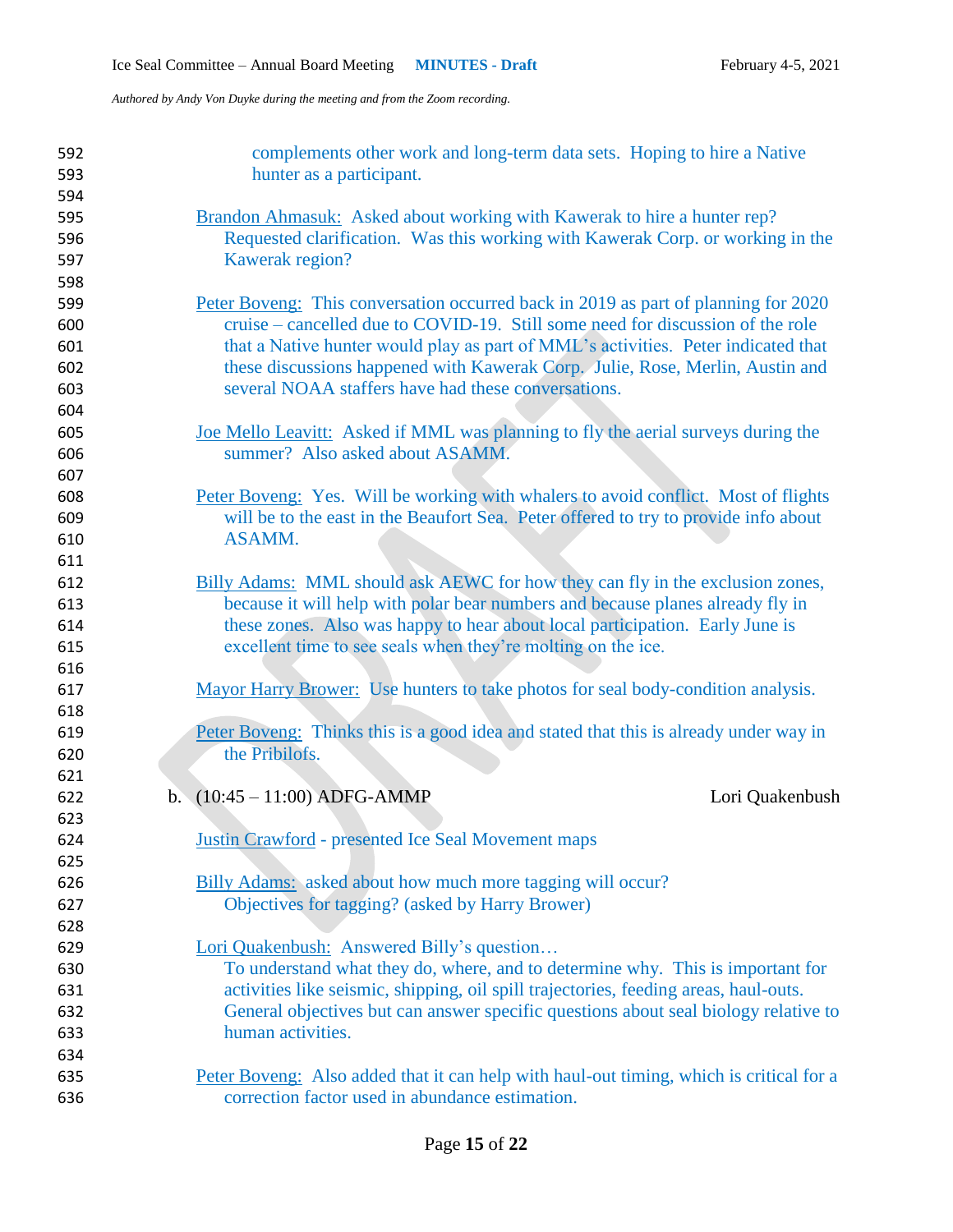complements other work and long-term data sets. Hoping to hire a Native hunter as a participant.

Brandon Ahmasuk: Asked about working with Kawerak to hire a hunter rep? Requested clarification. Was this working with Kawerak Corp. or working in the Kawerak region?

Peter Boveng: This conversation occurred back in 2019 as part of planning for 2020 cruise – cancelled due to COVID-19. Still some need for discussion of the role that a Native hunter would play as part of MML's activities. Peter indicated that these discussions happened with Kawerak Corp. Julie, Rose, Merlin, Austin and several NOAA staffers have had these conversations.

Joe Mello Leavitt: Asked if MML was planning to fly the aerial surveys during the summer? Also asked about ASAMM.

Peter Boveng: Yes. Will be working with whalers to avoid conflict. Most of flights will be to the east in the Beaufort Sea. Peter offered to try to provide info about ASAMM.

Billy Adams: MML should ask AEWC for how they can fly in the exclusion zones, because it will help with polar bear numbers and because planes already fly in these zones. Also was happy to hear about local participation. Early June is excellent time to see seals when they're molting on the ice.

Mayor Harry Brower: Use hunters to take photos for seal body-condition analysis.

Peter Boveng: Thinks this is a good idea and stated that this is already under way in the Pribilofs.

b. (10:45 – 11:00) ADFG-AMMP — Lori Quakenbush

Justin Crawford - presented Ice Seal Movement maps

Billy Adams: asked about how much more tagging will occur? Objectives for tagging? (asked by Harry Brower)

Lori Quakenbush: Answered Billy's question… To understand what they do, where, and to determine why. This is important for activities like seismic, shipping, oil spill trajectories, feeding areas, haul-outs. General objectives but can answer specific questions about seal biology relative to human activities.

Peter Boveng: Also added that it can help with haul-out timing, which is critical for a correction factor used in abundance estimation.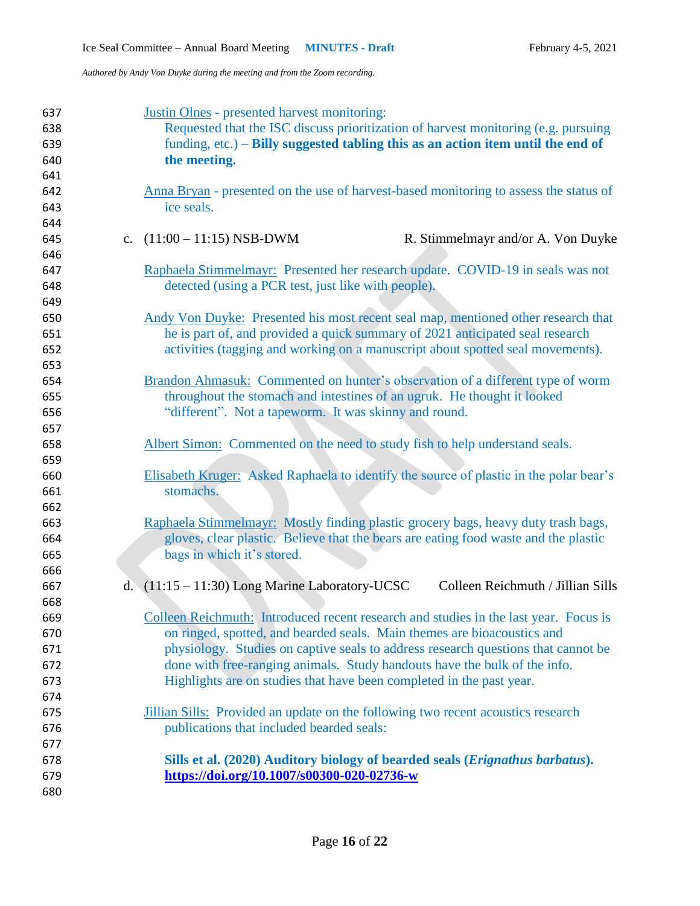Justin Olnes - presented harvest monitoring:

Requested that the ISC discuss prioritization of harvest monitoring (e.g. pursuing funding, etc.) – **Billy suggested tabling this as an action item until the end of the meeting.**

Anna Bryan - presented on the use of harvest-based monitoring to assess the status of ice seals.

c. (11:00 – 11:15) NSB-DWM — R. Stimmelmayr and/or A. Von Duyke

Raphaela Stimmelmayr: Presented her research update. COVID-19 in seals was not detected (using a PCR test, just like with people).

Andy Von Duyke: Presented his most recent seal map, mentioned other research that he is part of, and provided a quick summary of 2021 anticipated seal research activities (tagging and working on a manuscript about spotted seal movements).

Brandon Ahmasuk: Commented on hunter's observation of a different type of worm throughout the stomach and intestines of an ugruk. He thought it looked "different". Not a tapeworm. It was skinny and round.

Albert Simon: Commented on the need to study fish to help understand seals.

Elisabeth Kruger: Asked Raphaela to identify the source of plastic in the polar bear's stomachs.

Raphaela Stimmelmayr: Mostly finding plastic grocery bags, heavy duty trash bags, gloves, clear plastic. Believe that the bears are eating food waste and the plastic bags in which it's stored.

d. (11:15 – 11:30) Long Marine Laboratory-UCSC — Colleen Reichmuth / Jillian Sills

Colleen Reichmuth: Introduced recent research and studies in the last year. Focus is on ringed, spotted, and bearded seals. Main themes are bioacoustics and physiology. Studies on captive seals to address research questions that cannot be done with free-ranging animals. Study handouts have the bulk of the info. Highlights are on studies that have been completed in the past year.

Jillian Sills: Provided an update on the following two recent acoustics research publications that included bearded seals:

**Sills et al. (2020) Auditory biology of bearded seals (*Erignathus barbatus*). https://doi.org/10.1007/s00300-020-02736-w**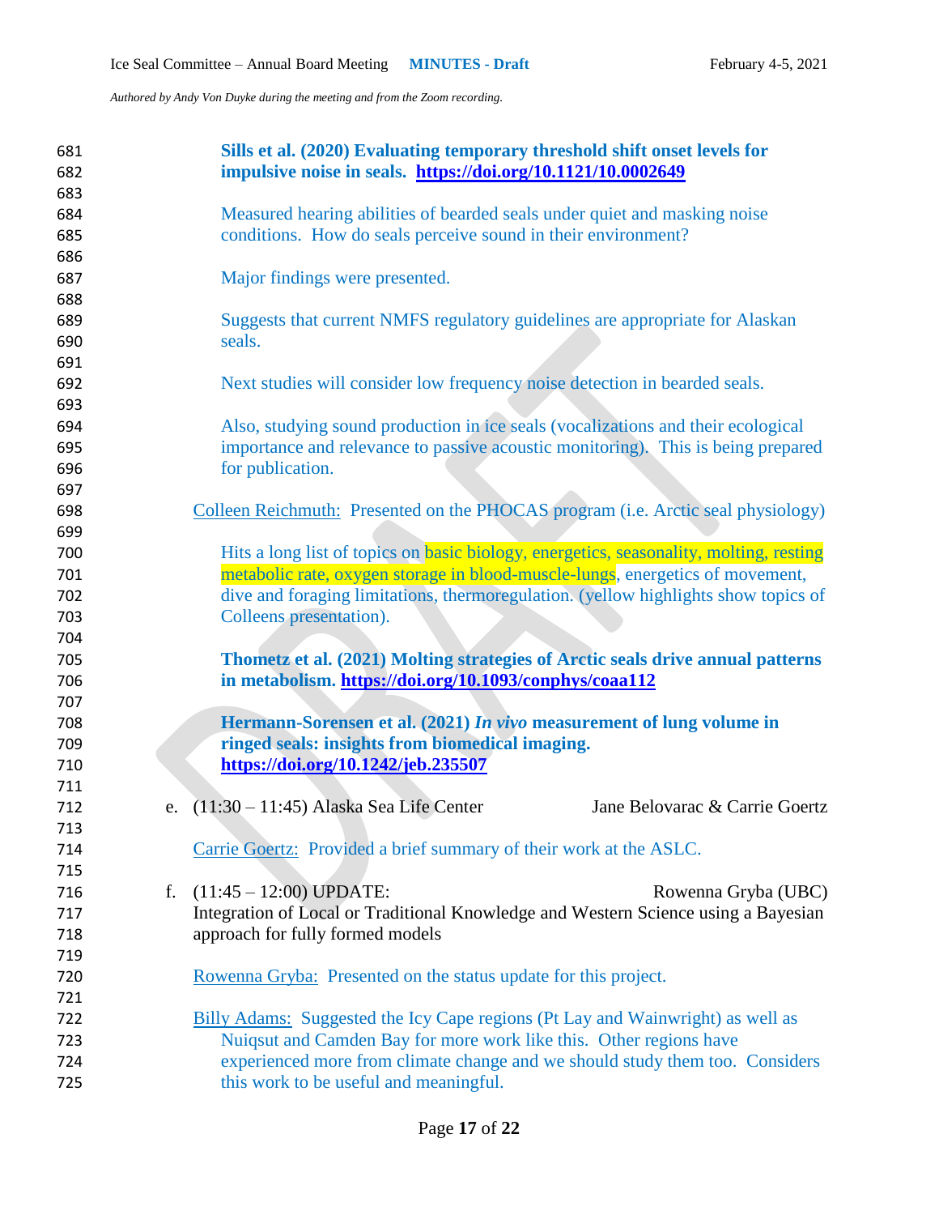**Sills et al. (2020) Evaluating temporary threshold shift onset levels for impulsive noise in seals. https://doi.org/10.1121/10.0002649**

Measured hearing abilities of bearded seals under quiet and masking noise conditions. How do seals perceive sound in their environment?

Major findings were presented.

Suggests that current NMFS regulatory guidelines are appropriate for Alaskan seals.

Next studies will consider low frequency noise detection in bearded seals.

Also, studying sound production in ice seals (vocalizations and their ecological importance and relevance to passive acoustic monitoring). This is being prepared for publication.

Colleen Reichmuth: Presented on the PHOCAS program (i.e. Arctic seal physiology)

Hits a long list of topics on basic biology, energetics, seasonality, molting, resting metabolic rate, oxygen storage in blood-muscle-lungs, energetics of movement, dive and foraging limitations, thermoregulation. (yellow highlights show topics of Colleens presentation).

**Thometz et al. (2021) Molting strategies of Arctic seals drive annual patterns in metabolism. https://doi.org/10.1093/conphys/coaa112**

**Hermann-Sorensen et al. (2021) *In vivo* measurement of lung volume in ringed seals: insights from biomedical imaging. https://doi.org/10.1242/jeb.235507**

e. (11:30 – 11:45) Alaska Sea Life Center — Jane Belovarac & Carrie Goertz

Carrie Goertz: Provided a brief summary of their work at the ASLC.

f. (11:45 – 12:00) UPDATE: — Rowenna Gryba (UBC)
Integration of Local or Traditional Knowledge and Western Science using a Bayesian approach for fully formed models

Rowenna Gryba: Presented on the status update for this project.

Billy Adams: Suggested the Icy Cape regions (Pt Lay and Wainwright) as well as Nuiqsut and Camden Bay for more work like this. Other regions have experienced more from climate change and we should study them too. Considers this work to be useful and meaningful.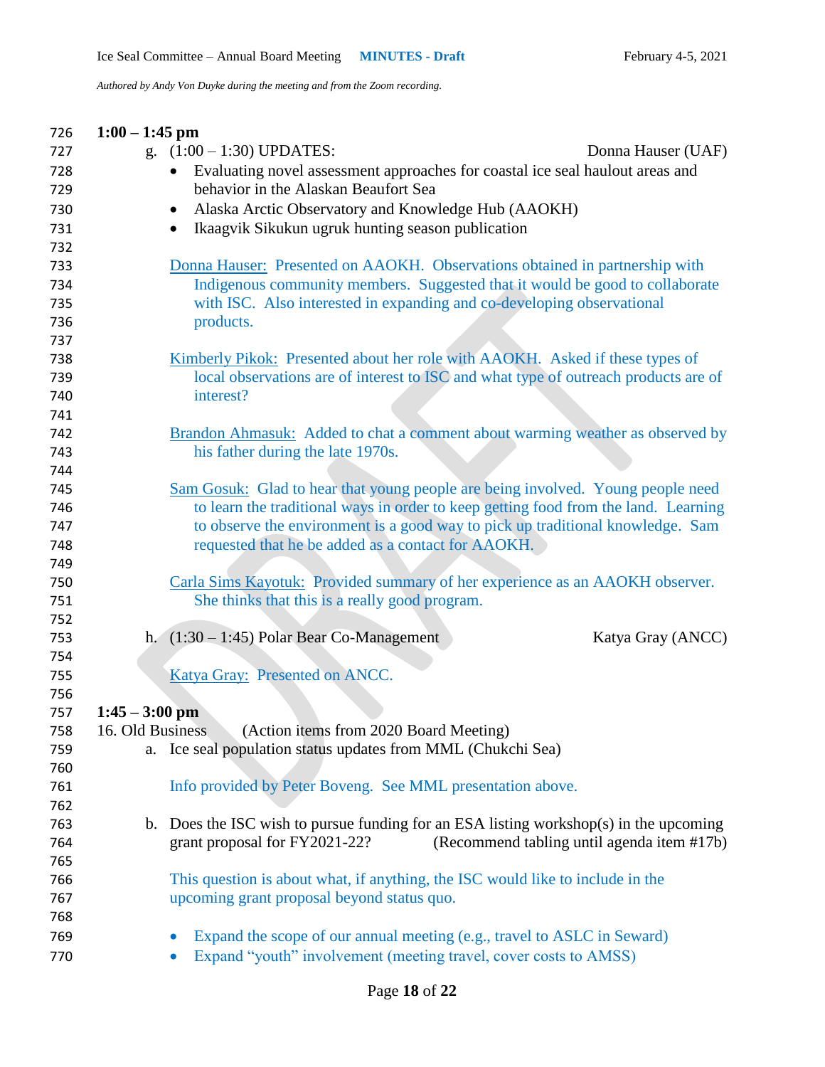**1:00 – 1:45 pm**

g. (1:00 – 1:30) UPDATES: Donna Hauser (UAF)

- Evaluating novel assessment approaches for coastal ice seal haulout areas and behavior in the Alaskan Beaufort Sea
- Alaska Arctic Observatory and Knowledge Hub (AAOKH)
- Ikaagvik Sikukun ugruk hunting season publication

Donna Hauser: Presented on AAOKH. Observations obtained in partnership with Indigenous community members. Suggested that it would be good to collaborate with ISC. Also interested in expanding and co-developing observational products.

Kimberly Pikok: Presented about her role with AAOKH. Asked if these types of local observations are of interest to ISC and what type of outreach products are of interest?

Brandon Ahmasuk: Added to chat a comment about warming weather as observed by his father during the late 1970s.

Sam Gosuk: Glad to hear that young people are being involved. Young people need to learn the traditional ways in order to keep getting food from the land. Learning to observe the environment is a good way to pick up traditional knowledge. Sam requested that he be added as a contact for AAOKH.

Carla Sims Kayotuk: Provided summary of her experience as an AAOKH observer. She thinks that this is a really good program.

h. (1:30 – 1:45) Polar Bear Co-Management Katya Gray (ANCC)

Katya Gray: Presented on ANCC.

**1:45 – 3:00 pm**

16. Old Business (Action items from 2020 Board Meeting)

a. Ice seal population status updates from MML (Chukchi Sea)

Info provided by Peter Boveng. See MML presentation above.

b. Does the ISC wish to pursue funding for an ESA listing workshop(s) in the upcoming grant proposal for FY2021-22? (Recommend tabling until agenda item #17b)

This question is about what, if anything, the ISC would like to include in the upcoming grant proposal beyond status quo.

- Expand the scope of our annual meeting (e.g., travel to ASLC in Seward)
- Expand "youth" involvement (meeting travel, cover costs to AMSS)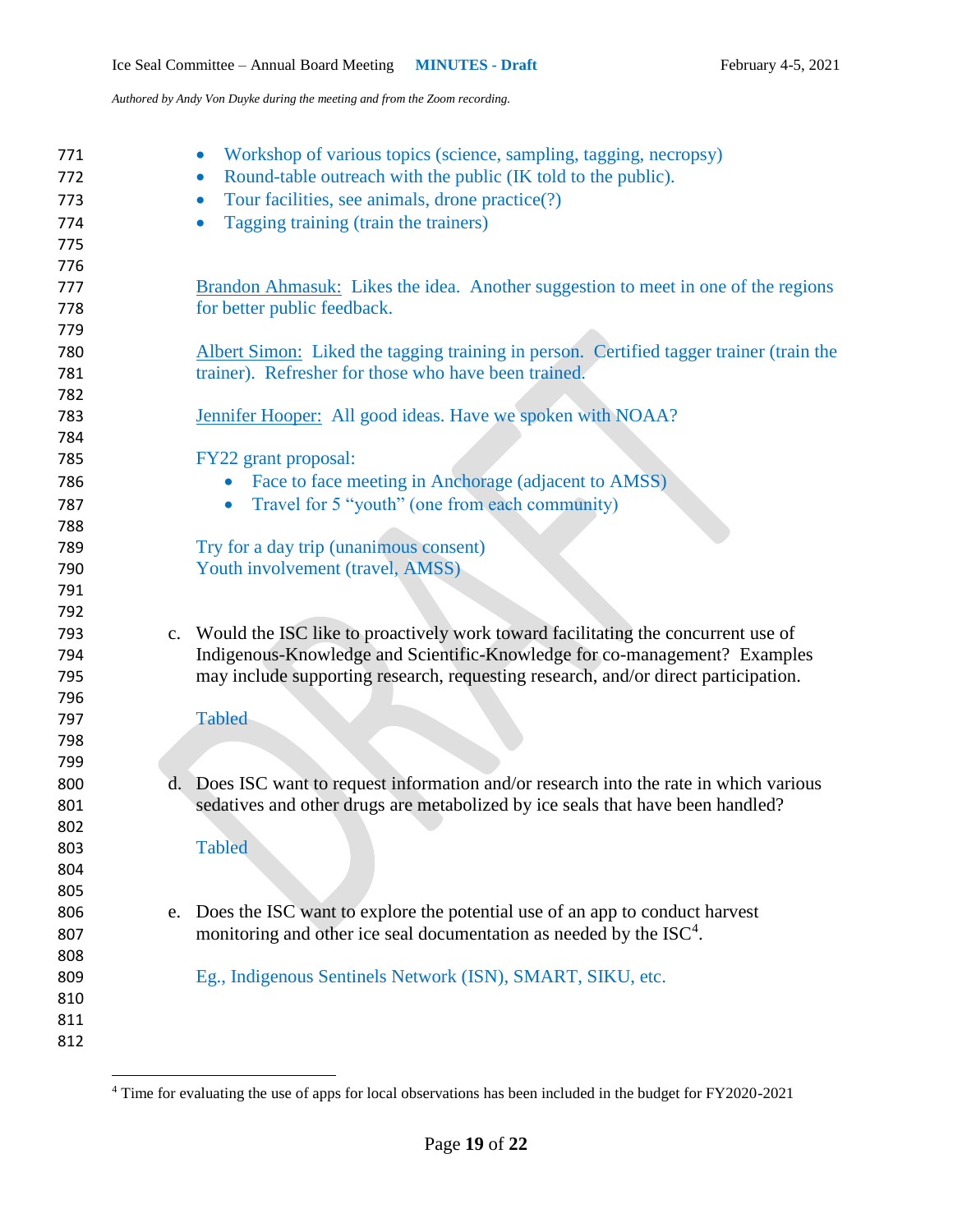- Workshop of various topics (science, sampling, tagging, necropsy)
- Round-table outreach with the public (IK told to the public).
- Tour facilities, see animals, drone practice(?)
- Tagging training (train the trainers)

Brandon Ahmasuk: Likes the idea. Another suggestion to meet in one of the regions for better public feedback.

Albert Simon: Liked the tagging training in person. Certified tagger trainer (train the trainer). Refresher for those who have been trained.

Jennifer Hooper: All good ideas. Have we spoken with NOAA?

FY22 grant proposal:

- Face to face meeting in Anchorage (adjacent to AMSS)
- Travel for 5 "youth" (one from each community)

Try for a day trip (unanimous consent)
Youth involvement (travel, AMSS)

c. Would the ISC like to proactively work toward facilitating the concurrent use of Indigenous-Knowledge and Scientific-Knowledge for co-management? Examples may include supporting research, requesting research, and/or direct participation.

Tabled

d. Does ISC want to request information and/or research into the rate in which various sedatives and other drugs are metabolized by ice seals that have been handled?

Tabled

e. Does the ISC want to explore the potential use of an app to conduct harvest monitoring and other ice seal documentation as needed by the ISC[4].

Eg., Indigenous Sentinels Network (ISN), SMART, SIKU, etc.

[4] Time for evaluating the use of apps for local observations has been included in the budget for FY2020-2021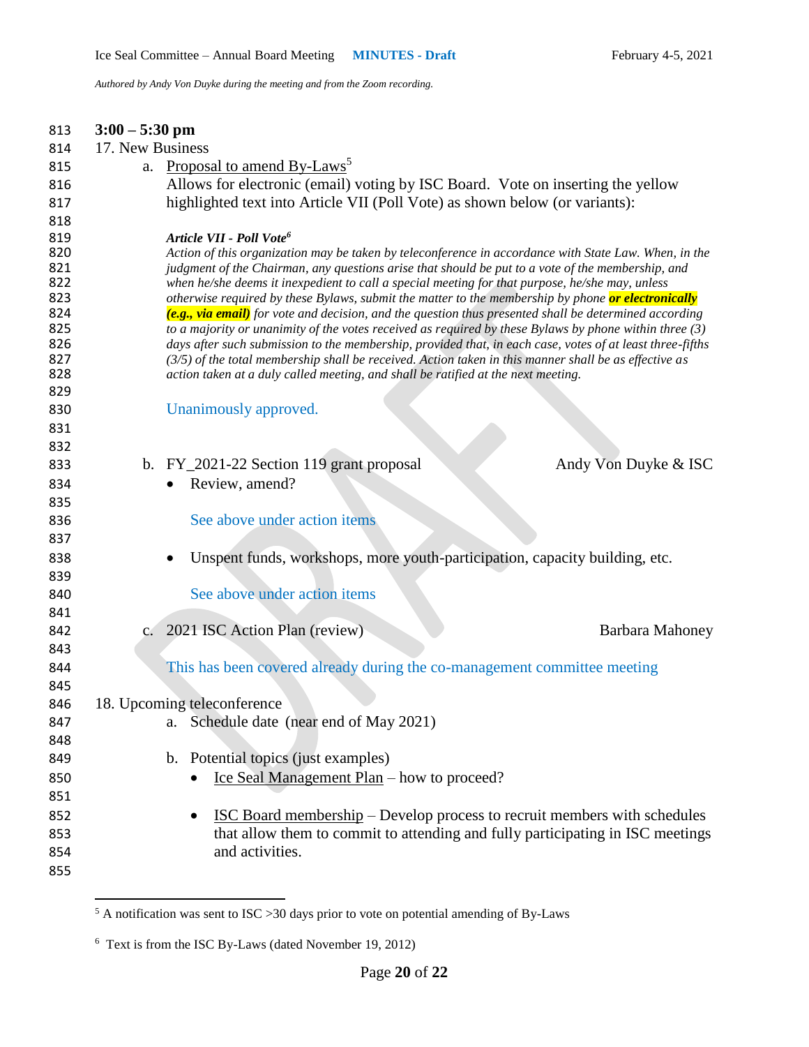**3:00 – 5:30 pm**

17. New Business

a. Proposal to amend By-Laws[5]

Allows for electronic (email) voting by ISC Board. Vote on inserting the yellow highlighted text into Article VII (Poll Vote) as shown below (or variants):

> ***Article VII - Poll Vote***[6]
>
> *Action of this organization may be taken by teleconference in accordance with State Law. When, in the judgment of the Chairman, any questions arise that should be put to a vote of the membership, and when he/she deems it inexpedient to call a special meeting for that purpose, he/she may, unless otherwise required by these Bylaws, submit the matter to the membership by phone* ***or electronically (e.g., via email)*** *for vote and decision, and the question thus presented shall be determined according to a majority or unanimity of the votes received as required by these Bylaws by phone within three (3) days after such submission to the membership, provided that, in each case, votes of at least three-fifths (3/5) of the total membership shall be received. Action taken in this manner shall be as effective as action taken at a duly called meeting, and shall be ratified at the next meeting.*

Unanimously approved.

b. FY_2021-22 Section 119 grant proposal — Andy Von Duyke & ISC

- Review, amend?

  See above under action items

- Unspent funds, workshops, more youth-participation, capacity building, etc.

  See above under action items

c. 2021 ISC Action Plan (review) — Barbara Mahoney

This has been covered already during the co-management committee meeting

18. Upcoming teleconference

a. Schedule date (near end of May 2021)

b. Potential topics (just examples)

- Ice Seal Management Plan – how to proceed?
- ISC Board membership – Develop process to recruit members with schedules that allow them to commit to attending and fully participating in ISC meetings and activities.

---

[5] A notification was sent to ISC >30 days prior to vote on potential amending of By-Laws

[6] Text is from the ISC By-Laws (dated November 19, 2012)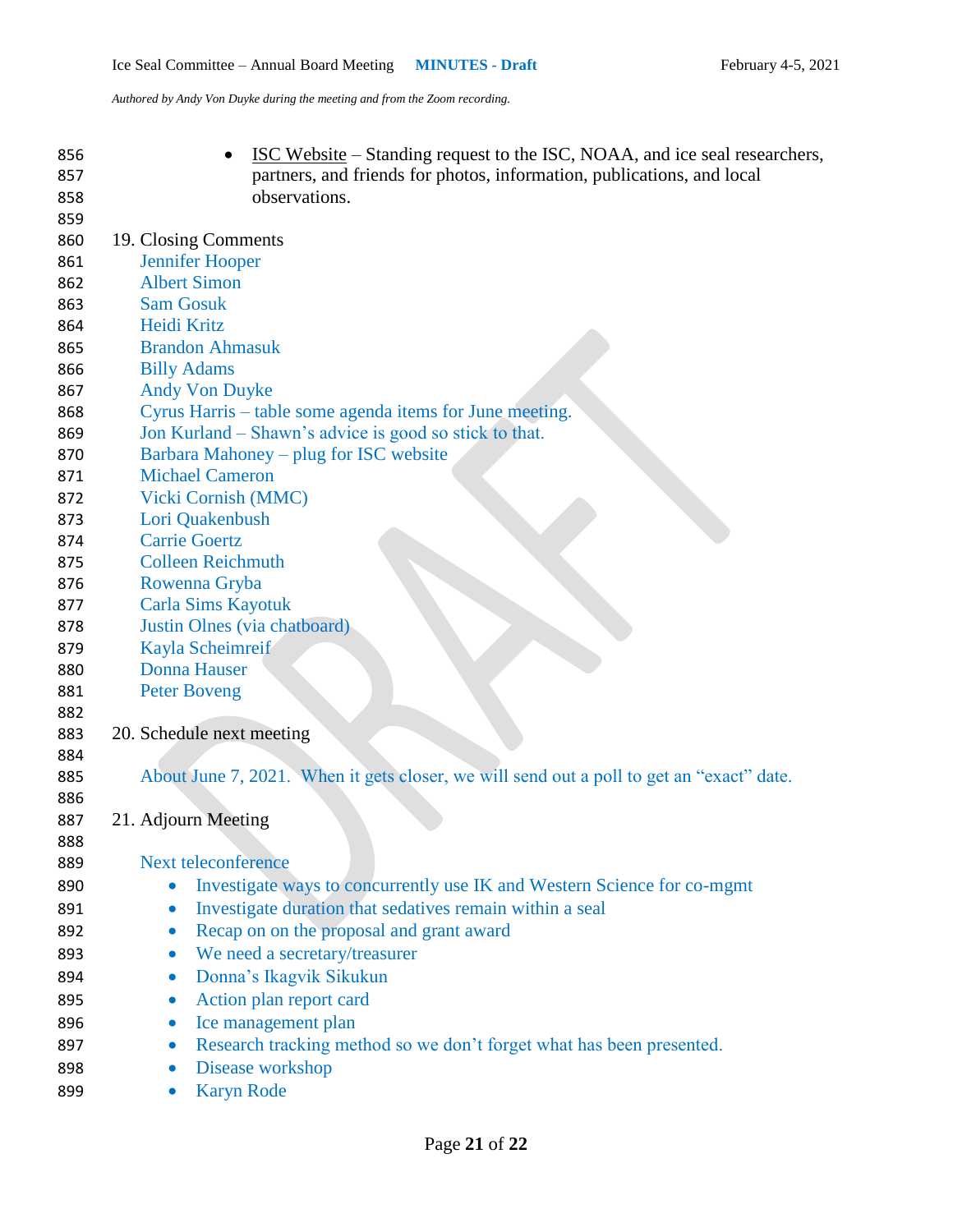- ISC Website – Standing request to the ISC, NOAA, and ice seal researchers, partners, and friends for photos, information, publications, and local observations.

19. Closing Comments

    Jennifer Hooper
    Albert Simon
    Sam Gosuk
    Heidi Kritz
    Brandon Ahmasuk
    Billy Adams
    Andy Von Duyke
    Cyrus Harris – table some agenda items for June meeting.
    Jon Kurland – Shawn's advice is good so stick to that.
    Barbara Mahoney – plug for ISC website
    Michael Cameron
    Vicki Cornish (MMC)
    Lori Quakenbush
    Carrie Goertz
    Colleen Reichmuth
    Rowenna Gryba
    Carla Sims Kayotuk
    Justin Olnes (via chatboard)
    Kayla Scheimreif
    Donna Hauser
    Peter Boveng

20. Schedule next meeting

    About June 7, 2021. When it gets closer, we will send out a poll to get an "exact" date.

21. Adjourn Meeting

    Next teleconference

    - Investigate ways to concurrently use IK and Western Science for co-mgmt
    - Investigate duration that sedatives remain within a seal
    - Recap on on the proposal and grant award
    - We need a secretary/treasurer
    - Donna's Ikagvik Sikukun
    - Action plan report card
    - Ice management plan
    - Research tracking method so we don't forget what has been presented.
    - Disease workshop
    - Karyn Rode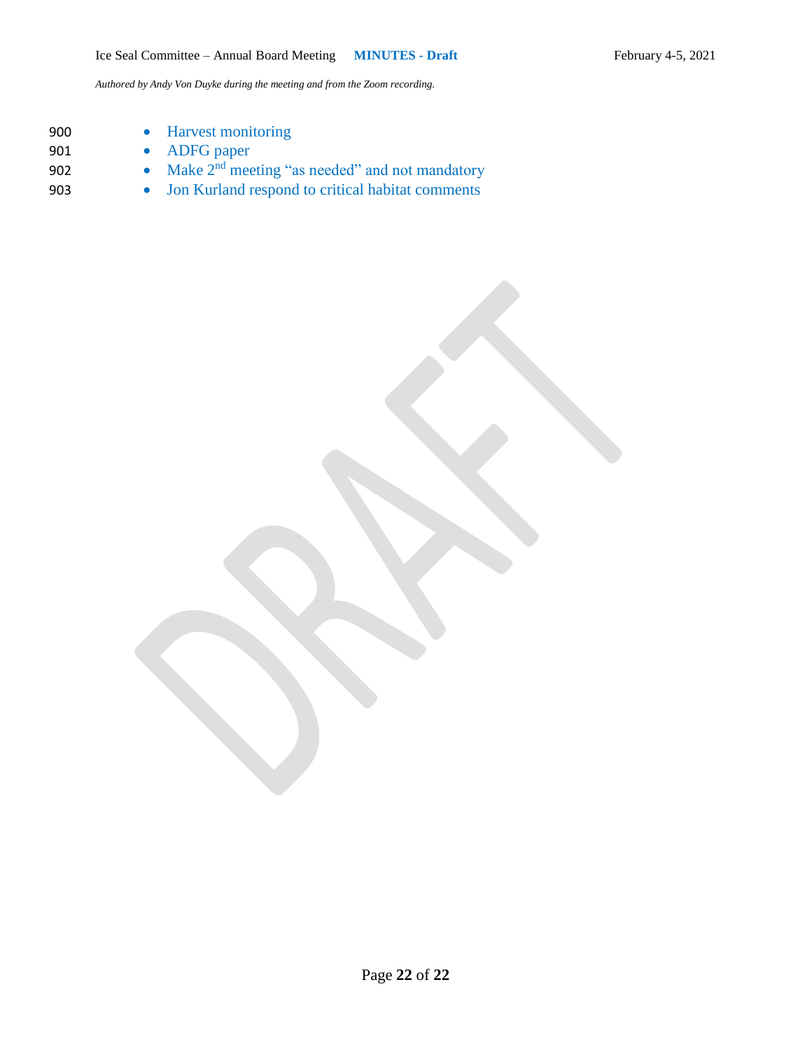- Harvest monitoring
- ADFG paper
- Make 2nd meeting "as needed" and not mandatory
- Jon Kurland respond to critical habitat comments